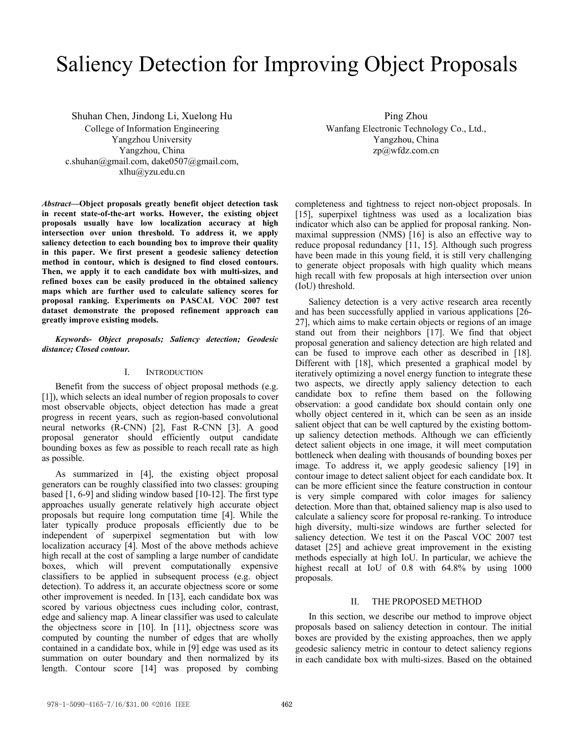# Saliency Detection for Improving Object Proposals

Shuhan Chen, Jindong Li, Xuelong Hu
College of Information Engineering
Yangzhou University
Yangzhou, China
c.shuhan@gmail.com, dake0507@gmail.com,
xlhu@yzu.edu.cn

Ping Zhou
Wanfang Electronic Technology Co., Ltd.,
Yangzhou, China
zp@wfdz.com.cn

***Abstract*—Object proposals greatly benefit object detection task in recent state-of-the-art works. However, the existing object proposals usually have low localization accuracy at high intersection over union threshold. To address it, we apply saliency detection to each bounding box to improve their quality in this paper. We first present a geodesic saliency detection method in contour, which is designed to find closed contours. Then, we apply it to each candidate box with multi-sizes, and refined boxes can be easily produced in the obtained saliency maps which are further used to calculate saliency scores for proposal ranking. Experiments on PASCAL VOC 2007 test dataset demonstrate the proposed refinement approach can greatly improve existing models.**

***Keywords- Object proposals; Saliency detection; Geodesic distance; Closed contour.***

## I. INTRODUCTION

Benefit from the success of object proposal methods (e.g. [1]), which selects an ideal number of region proposals to cover most observable objects, object detection has made a great progress in recent years, such as region-based convolutional neural networks (R-CNN) [2], Fast R-CNN [3]. A good proposal generator should efficiently output candidate bounding boxes as few as possible to reach recall rate as high as possible.

As summarized in [4], the existing object proposal generators can be roughly classified into two classes: grouping based [1, 6-9] and sliding window based [10-12]. The first type approaches usually generate relatively high accurate object proposals but require long computation time [4]. While the later typically produce proposals efficiently due to be independent of superpixel segmentation but with low localization accuracy [4]. Most of the above methods achieve high recall at the cost of sampling a large number of candidate boxes, which will prevent computationally expensive classifiers to be applied in subsequent process (e.g. object detection). To address it, an accurate objectness score or some other improvement is needed. In [13], each candidate box was scored by various objectness cues including color, contrast, edge and saliency map. A linear classifier was used to calculate the objectness score in [10]. In [11], objectness score was computed by counting the number of edges that are wholly contained in a candidate box, while in [9] edge was used as its summation on outer boundary and then normalized by its length. Contour score [14] was proposed by combing completeness and tightness to reject non-object proposals. In [15], superpixel tightness was used as a localization bias indicator which also can be applied for proposal ranking. Non-maximal suppression (NMS) [16] is also an effective way to reduce proposal redundancy [11, 15]. Although such progress have been made in this young field, it is still very challenging to generate object proposals with high quality which means high recall with few proposals at high intersection over union (IoU) threshold.

Saliency detection is a very active research area recently and has been successfully applied in various applications [26-27], which aims to make certain objects or regions of an image stand out from their neighbors [17]. We find that object proposal generation and saliency detection are high related and can be fused to improve each other as described in [18]. Different with [18], which presented a graphical model by iteratively optimizing a novel energy function to integrate these two aspects, we directly apply saliency detection to each candidate box to refine them based on the following observation: a good candidate box should contain only one wholly object centered in it, which can be seen as an inside salient object that can be well captured by the existing bottom-up saliency detection methods. Although we can efficiently detect salient objects in one image, it will meet computation bottleneck when dealing with thousands of bounding boxes per image. To address it, we apply geodesic saliency [19] in contour image to detect salient object for each candidate box. It can be more efficient since the feature construction in contour is very simple compared with color images for saliency detection. More than that, obtained saliency map is also used to calculate a saliency score for proposal re-ranking. To introduce high diversity, multi-size windows are further selected for saliency detection. We test it on the Pascal VOC 2007 test dataset [25] and achieve great improvement in the existing methods especially at high IoU. In particular, we achieve the highest recall at IoU of 0.8 with 64.8% by using 1000 proposals.

## II. THE PROPOSED METHOD

In this section, we describe our method to improve object proposals based on saliency detection in contour. The initial boxes are provided by the existing approaches, then we apply geodesic saliency metric in contour to detect saliency regions in each candidate box with multi-sizes. Based on the obtained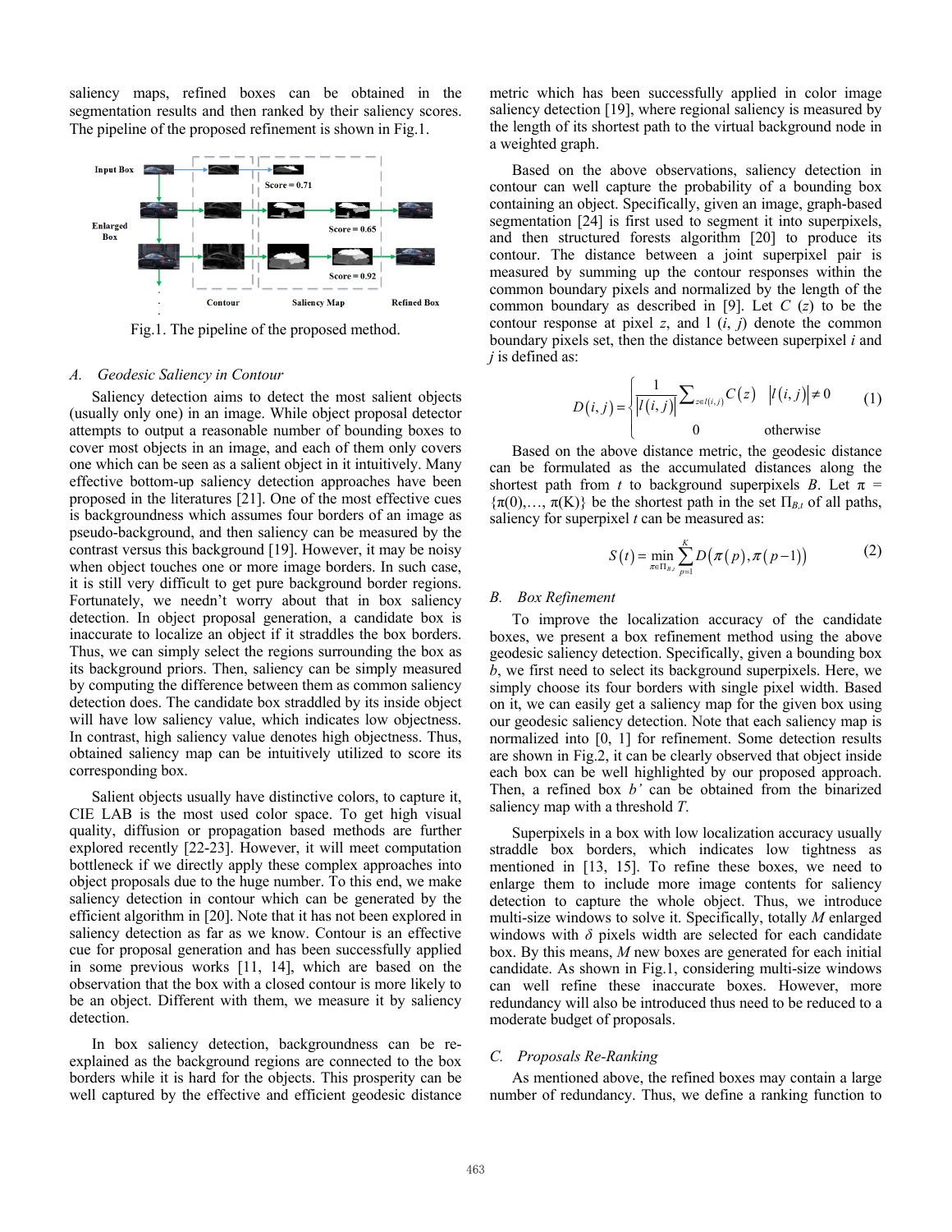saliency maps, refined boxes can be obtained in the segmentation results and then ranked by their saliency scores. The pipeline of the proposed refinement is shown in Fig.1.

Fig.1. The pipeline of the proposed method.

### A. Geodesic Saliency in Contour

Saliency detection aims to detect the most salient objects (usually only one) in an image. While object proposal detector attempts to output a reasonable number of bounding boxes to cover most objects in an image, and each of them only covers one which can be seen as a salient object in it intuitively. Many effective bottom-up saliency detection approaches have been proposed in the literatures [21]. One of the most effective cues is backgroundness which assumes four borders of an image as pseudo-background, and then saliency can be measured by the contrast versus this background [19]. However, it may be noisy when object touches one or more image borders. In such case, it is still very difficult to get pure background border regions. Fortunately, we needn't worry about that in box saliency detection. In object proposal generation, a candidate box is inaccurate to localize an object if it straddles the box borders. Thus, we can simply select the regions surrounding the box as its background priors. Then, saliency can be simply measured by computing the difference between them as common saliency detection does. The candidate box straddled by its inside object will have low saliency value, which indicates low objectness. In contrast, high saliency value denotes high objectness. Thus, obtained saliency map can be intuitively utilized to score its corresponding box.

Salient objects usually have distinctive colors, to capture it, CIE LAB is the most used color space. To get high visual quality, diffusion or propagation based methods are further explored recently [22-23]. However, it will meet computation bottleneck if we directly apply these complex approaches into object proposals due to the huge number. To this end, we make saliency detection in contour which can be generated by the efficient algorithm in [20]. Note that it has not been explored in saliency detection as far as we know. Contour is an effective cue for proposal generation and has been successfully applied in some previous works [11, 14], which are based on the observation that the box with a closed contour is more likely to be an object. Different with them, we measure it by saliency detection.

In box saliency detection, backgroundness can be re-explained as the background regions are connected to the box borders while it is hard for the objects. This prosperity can be well captured by the effective and efficient geodesic distance metric which has been successfully applied in color image saliency detection [19], where regional saliency is measured by the length of its shortest path to the virtual background node in a weighted graph.

Based on the above observations, saliency detection in contour can well capture the probability of a bounding box containing an object. Specifically, given an image, graph-based segmentation [24] is first used to segment it into superpixels, and then structured forests algorithm [20] to produce its contour. The distance between a joint superpixel pair is measured by summing up the contour responses within the common boundary pixels and normalized by the length of the common boundary as described in [9]. Let $C(z)$ to be the contour response at pixel $z$, and $l(i, j)$ denote the common boundary pixels set, then the distance between superpixel $i$ and $j$ is defined as:

$$D(i,j) = \begin{cases} \dfrac{1}{|l(i,j)|} \sum_{z \in l(i,j)} C(z) & |l(i,j)| \neq 0 \\ 0 & \text{otherwise} \end{cases} \tag{1}$$

Based on the above distance metric, the geodesic distance can be formulated as the accumulated distances along the shortest path from $t$ to background superpixels $B$. Let $\pi = \{\pi(0),\ldots,\pi(K)\}$ be the shortest path in the set $\Pi_{B,t}$ of all paths, saliency for superpixel $t$ can be measured as:

$$S(t) = \min_{\pi \in \Pi_{B,t}} \sum_{p=1}^{K} D(\pi(p), \pi(p-1)) \tag{2}$$

### B. Box Refinement

To improve the localization accuracy of the candidate boxes, we present a box refinement method using the above geodesic saliency detection. Specifically, given a bounding box $b$, we first need to select its background superpixels. Here, we simply choose its four borders with single pixel width. Based on it, we can easily get a saliency map for the given box using our geodesic saliency detection. Note that each saliency map is normalized into [0, 1] for refinement. Some detection results are shown in Fig.2, it can be clearly observed that object inside each box can be well highlighted by our proposed approach. Then, a refined box $b'$ can be obtained from the binarized saliency map with a threshold $T$.

Superpixels in a box with low localization accuracy usually straddle box borders, which indicates low tightness as mentioned in [13, 15]. To refine these boxes, we need to enlarge them to include more image contents for saliency detection to capture the whole object. Thus, we introduce multi-size windows to solve it. Specifically, totally $M$ enlarged windows with $\delta$ pixels width are selected for each candidate box. By this means, $M$ new boxes are generated for each initial candidate. As shown in Fig.1, considering multi-size windows can well refine these inaccurate boxes. However, more redundancy will also be introduced thus need to be reduced to a moderate budget of proposals.

### C. Proposals Re-Ranking

As mentioned above, the refined boxes may contain a large number of redundancy. Thus, we define a ranking function to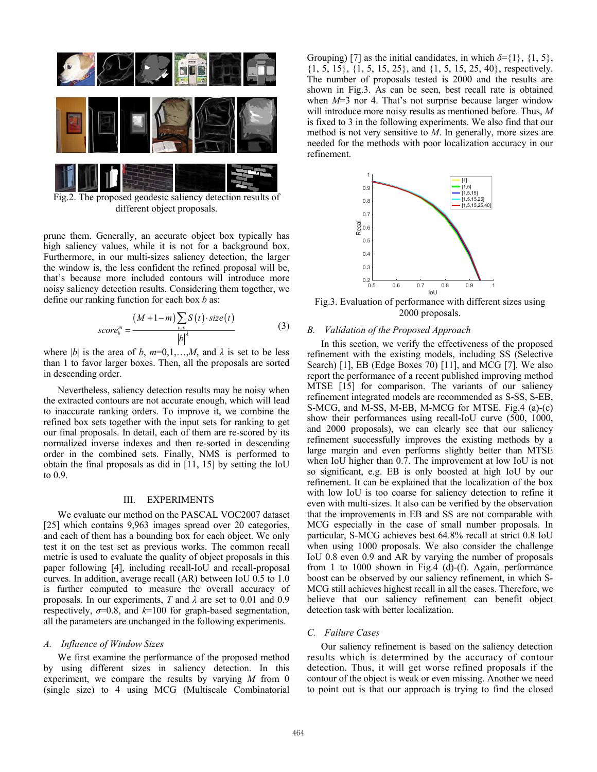Fig.2. The proposed geodesic saliency detection results of different object proposals.

prune them. Generally, an accurate object box typically has high saliency values, while it is not for a background box. Furthermore, in our multi-sizes saliency detection, the larger the window is, the less confident the refined proposal will be, that's because more included contours will introduce more noisy saliency detection results. Considering them together, we define our ranking function for each box $b$ as:

$$score_b^m = \frac{(M+1-m)\sum_{t\in b} S(t)\cdot size(t)}{|b|^{\lambda}} \tag{3}$$

where $|b|$ is the area of $b$, $m$=0,1,…,$M$, and $\lambda$ is set to be less than 1 to favor larger boxes. Then, all the proposals are sorted in descending order.

Nevertheless, saliency detection results may be noisy when the extracted contours are not accurate enough, which will lead to inaccurate ranking orders. To improve it, we combine the refined box sets together with the input sets for ranking to get our final proposals. In detail, each of them are re-scored by its normalized inverse indexes and then re-sorted in descending order in the combined sets. Finally, NMS is performed to obtain the final proposals as did in [11, 15] by setting the IoU to 0.9.

## III. EXPERIMENTS

We evaluate our method on the PASCAL VOC2007 dataset [25] which contains 9,963 images spread over 20 categories, and each of them has a bounding box for each object. We only test it on the test set as previous works. The common recall metric is used to evaluate the quality of object proposals in this paper following [4], including recall-IoU and recall-proposal curves. In addition, average recall (AR) between IoU 0.5 to 1.0 is further computed to measure the overall accuracy of proposals. In our experiments, $T$ and $\lambda$ are set to 0.01 and 0.9 respectively, $\sigma$=0.8, and $k$=100 for graph-based segmentation, all the parameters are unchanged in the following experiments.

### *A. Influence of Window Sizes*

We first examine the performance of the proposed method by using different sizes in saliency detection. In this experiment, we compare the results by varying $M$ from 0 (single size) to 4 using MCG (Multiscale Combinatorial Grouping) [7] as the initial candidates, in which $\delta$={1}, {1, 5}, {1, 5, 15}, {1, 5, 15, 25}, and {1, 5, 15, 25, 40}, respectively. The number of proposals tested is 2000 and the results are shown in Fig.3. As can be seen, best recall rate is obtained when $M$=3 nor 4. That's not surprise because larger window will introduce more noisy results as mentioned before. Thus, $M$ is fixed to 3 in the following experiments. We also find that our method is not very sensitive to $M$. In generally, more sizes are needed for the methods with poor localization accuracy in our refinement.

Fig.3. Evaluation of performance with different sizes using 2000 proposals.

### *B. Validation of the Proposed Approach*

In this section, we verify the effectiveness of the proposed refinement with the existing models, including SS (Selective Search) [1], EB (Edge Boxes 70) [11], and MCG [7]. We also report the performance of a recent published improving method MTSE [15] for comparison. The variants of our saliency refinement integrated models are recommended as S-SS, S-EB, S-MCG, and M-SS, M-EB, M-MCG for MTSE. Fig.4 (a)-(c) show their performances using recall-IoU curve (500, 1000, and 2000 proposals), we can clearly see that our saliency refinement successfully improves the existing methods by a large margin and even performs slightly better than MTSE when IoU higher than 0.7. The improvement at low IoU is not so significant, e.g. EB is only boosted at high IoU by our refinement. It can be explained that the localization of the box with low IoU is too coarse for saliency detection to refine it even with multi-sizes. It also can be verified by the observation that the improvements in EB and SS are not comparable with MCG especially in the case of small number proposals. In particular, S-MCG achieves best 64.8% recall at strict 0.8 IoU when using 1000 proposals. We also consider the challenge IoU 0.8 even 0.9 and AR by varying the number of proposals from 1 to 1000 shown in Fig.4 (d)-(f). Again, performance boost can be observed by our saliency refinement, in which S-MCG still achieves highest recall in all the cases. Therefore, we believe that our saliency refinement can benefit object detection task with better localization.

### *C. Failure Cases*

Our saliency refinement is based on the saliency detection results which is determined by the accuracy of contour detection. Thus, it will get worse refined proposals if the contour of the object is weak or even missing. Another we need to point out is that our approach is trying to find the closed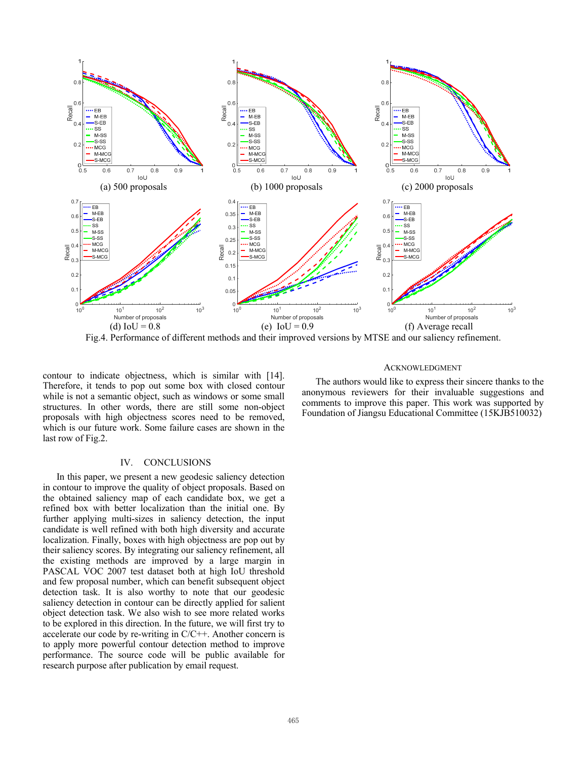(a) 500 proposals (b) 1000 proposals (c) 2000 proposals

(d) IoU = 0.8 (e) IoU = 0.9 (f) Average recall

Fig.4. Performance of different methods and their improved versions by MTSE and our saliency refinement.

contour to indicate objectness, which is similar with [14]. Therefore, it tends to pop out some box with closed contour while is not a semantic object, such as windows or some small structures. In other words, there are still some non-object proposals with high objectness scores need to be removed, which is our future work. Some failure cases are shown in the last row of Fig.2.

## IV. CONCLUSIONS

In this paper, we present a new geodesic saliency detection in contour to improve the quality of object proposals. Based on the obtained saliency map of each candidate box, we get a refined box with better localization than the initial one. By further applying multi-sizes in saliency detection, the input candidate is well refined with both high diversity and accurate localization. Finally, boxes with high objectness are pop out by their saliency scores. By integrating our saliency refinement, all the existing methods are improved by a large margin in PASCAL VOC 2007 test dataset both at high IoU threshold and few proposal number, which can benefit subsequent object detection task. It is also worthy to note that our geodesic saliency detection in contour can be directly applied for salient object detection task. We also wish to see more related works to be explored in this direction. In the future, we will first try to accelerate our code by re-writing in C/C++. Another concern is to apply more powerful contour detection method to improve performance. The source code will be public available for research purpose after publication by email request.

## ACKNOWLEDGMENT

The authors would like to express their sincere thanks to the anonymous reviewers for their invaluable suggestions and comments to improve this paper. This work was supported by Foundation of Jiangsu Educational Committee (15KJB510032)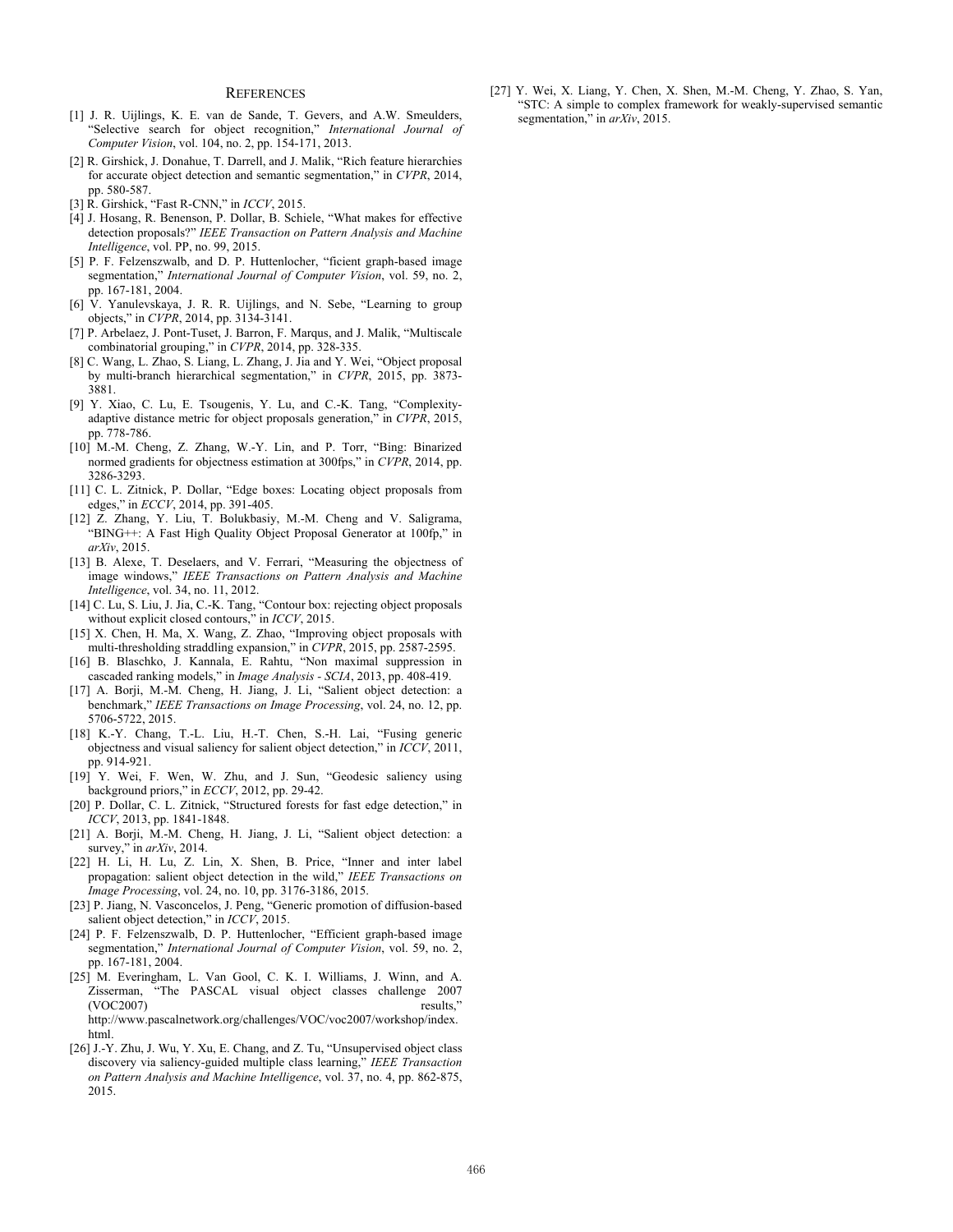## REFERENCES

[1] J. R. Uijlings, K. E. van de Sande, T. Gevers, and A.W. Smeulders, "Selective search for object recognition," *International Journal of Computer Vision*, vol. 104, no. 2, pp. 154-171, 2013.

[2] R. Girshick, J. Donahue, T. Darrell, and J. Malik, "Rich feature hierarchies for accurate object detection and semantic segmentation," in *CVPR*, 2014, pp. 580-587.

[3] R. Girshick, "Fast R-CNN," in *ICCV*, 2015.

[4] J. Hosang, R. Benenson, P. Dollar, B. Schiele, "What makes for effective detection proposals?" *IEEE Transaction on Pattern Analysis and Machine Intelligence*, vol. PP, no. 99, 2015.

[5] P. F. Felzenszwalb, and D. P. Huttenlocher, "ficient graph-based image segmentation," *International Journal of Computer Vision*, vol. 59, no. 2, pp. 167-181, 2004.

[6] V. Yanulevskaya, J. R. R. Uijlings, and N. Sebe, "Learning to group objects," in *CVPR*, 2014, pp. 3134-3141.

[7] P. Arbelaez, J. Pont-Tuset, J. Barron, F. Marqus, and J. Malik, "Multiscale combinatorial grouping," in *CVPR*, 2014, pp. 328-335.

[8] C. Wang, L. Zhao, S. Liang, L. Zhang, J. Jia and Y. Wei, "Object proposal by multi-branch hierarchical segmentation," in *CVPR*, 2015, pp. 3873-3881.

[9] Y. Xiao, C. Lu, E. Tsougenis, Y. Lu, and C.-K. Tang, "Complexity-adaptive distance metric for object proposals generation," in *CVPR*, 2015, pp. 778-786.

[10] M.-M. Cheng, Z. Zhang, W.-Y. Lin, and P. Torr, "Bing: Binarized normed gradients for objectness estimation at 300fps," in *CVPR*, 2014, pp. 3286-3293.

[11] C. L. Zitnick, P. Dollar, "Edge boxes: Locating object proposals from edges," in *ECCV*, 2014, pp. 391-405.

[12] Z. Zhang, Y. Liu, T. Bolukbasiy, M.-M. Cheng and V. Saligrama, "BING++: A Fast High Quality Object Proposal Generator at 100fp," in *arXiv*, 2015.

[13] B. Alexe, T. Deselaers, and V. Ferrari, "Measuring the objectness of image windows," *IEEE Transactions on Pattern Analysis and Machine Intelligence*, vol. 34, no. 11, 2012.

[14] C. Lu, S. Liu, J. Jia, C.-K. Tang, "Contour box: rejecting object proposals without explicit closed contours," in *ICCV*, 2015.

[15] X. Chen, H. Ma, X. Wang, Z. Zhao, "Improving object proposals with multi-thresholding straddling expansion," in *CVPR*, 2015, pp. 2587-2595.

[16] B. Blaschko, J. Kannala, E. Rahtu, "Non maximal suppression in cascaded ranking models," in *Image Analysis - SCIA*, 2013, pp. 408-419.

[17] A. Borji, M.-M. Cheng, H. Jiang, J. Li, "Salient object detection: a benchmark," *IEEE Transactions on Image Processing*, vol. 24, no. 12, pp. 5706-5722, 2015.

[18] K.-Y. Chang, T.-L. Liu, H.-T. Chen, S.-H. Lai, "Fusing generic objectness and visual saliency for salient object detection," in *ICCV*, 2011, pp. 914-921.

[19] Y. Wei, F. Wen, W. Zhu, and J. Sun, "Geodesic saliency using background priors," in *ECCV*, 2012, pp. 29-42.

[20] P. Dollar, C. L. Zitnick, "Structured forests for fast edge detection," in *ICCV*, 2013, pp. 1841-1848.

[21] A. Borji, M.-M. Cheng, H. Jiang, J. Li, "Salient object detection: a survey," in *arXiv*, 2014.

[22] H. Li, H. Lu, Z. Lin, X. Shen, B. Price, "Inner and inter label propagation: salient object detection in the wild," *IEEE Transactions on Image Processing*, vol. 24, no. 10, pp. 3176-3186, 2015.

[23] P. Jiang, N. Vasconcelos, J. Peng, "Generic promotion of diffusion-based salient object detection," in *ICCV*, 2015.

[24] P. F. Felzenszwalb, D. P. Huttenlocher, "Efficient graph-based image segmentation," *International Journal of Computer Vision*, vol. 59, no. 2, pp. 167-181, 2004.

[25] M. Everingham, L. Van Gool, C. K. I. Williams, J. Winn, and A. Zisserman, "The PASCAL visual object classes challenge 2007 (VOC2007) results," http://www.pascalnetwork.org/challenges/VOC/voc2007/workshop/index.html.

[26] J.-Y. Zhu, J. Wu, Y. Xu, E. Chang, and Z. Tu, "Unsupervised object class discovery via saliency-guided multiple class learning," *IEEE Transaction on Pattern Analysis and Machine Intelligence*, vol. 37, no. 4, pp. 862-875, 2015.

[27] Y. Wei, X. Liang, Y. Chen, X. Shen, M.-M. Cheng, Y. Zhao, S. Yan, "STC: A simple to complex framework for weakly-supervised semantic segmentation," in *arXiv*, 2015.